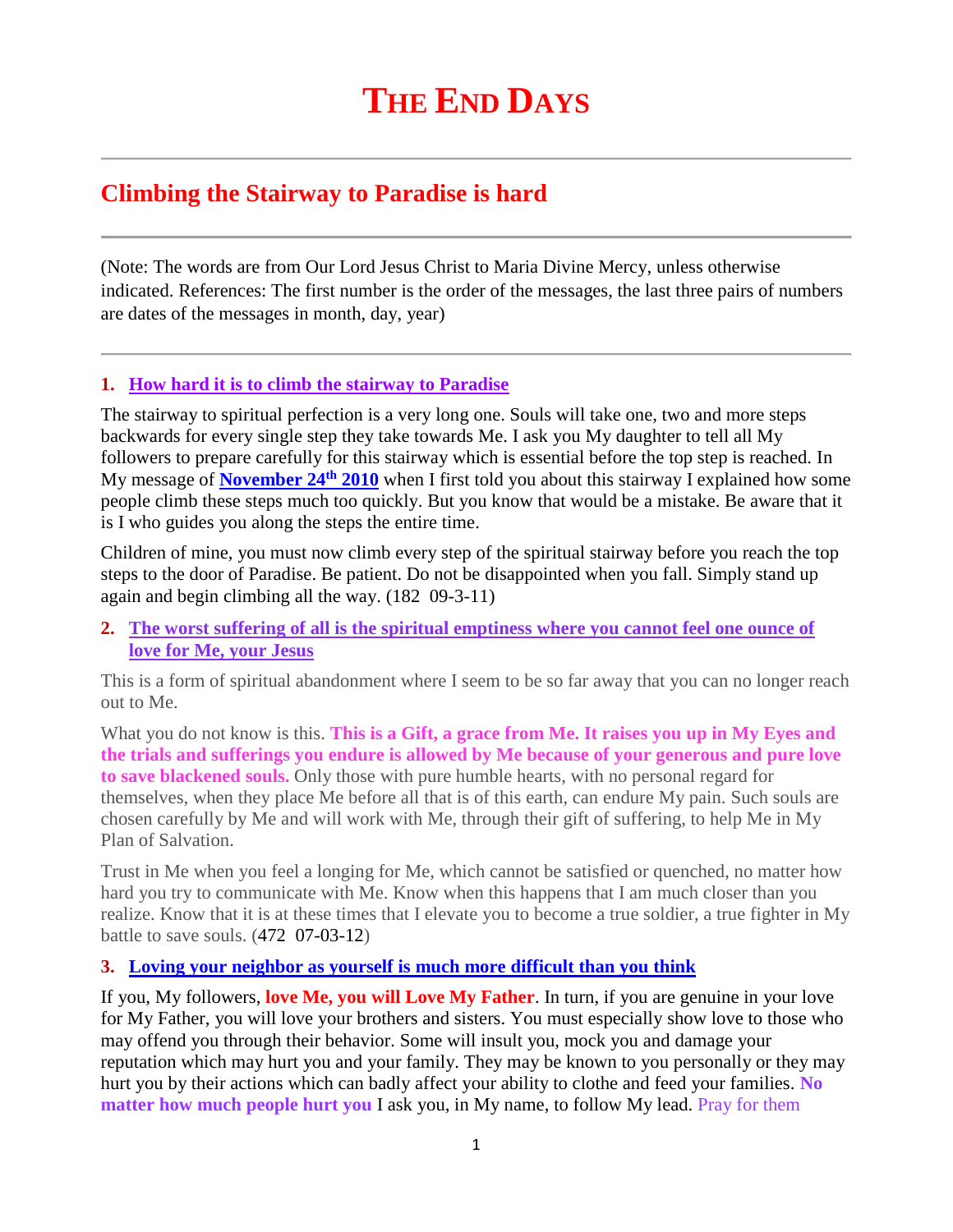# THE END DAYS

## Climbing the Stairway to Paradise is hard

(Note: The words are from Our Lord Jesus Christ to Maria Divine Mercy, unless otherwise indicated. References: The first number is the order of the messages, the last three pairs of numbers are dates of the messages in month, day, year)

### 1. How hard it is to climb the stairway to Paradise

The stairway to spiritual perfection is a very long one. Souls will take one, two and more steps backwards for every single step they take towards Me. I ask you My daughter to tell all My followers to prepare carefully for this stairway which is essential before the top step is reached. In My message of **November 24th 2010** when I first told you about this stairway I explained how some people climb these steps much too quickly. But you know that would be a mistake. Be aware that it is I who guides you along the steps the entire time.

Children of mine, you must now climb every step of the spiritual stairway before you reach the top steps to the door of Paradise. Be patient. Do not be disappointed when you fall. Simply stand up again and begin climbing all the way. (182 09-3-11)

### 2. The worst suffering of all is the spiritual emptiness where you cannot feel one ounce of love for Me, your Jesus

This is a form of spiritual abandonment where I seem to be so far away that you can no longer reach out to Me.

What you do not know is this. **This is a Gift, a grace from Me. It raises you up in My Eyes and the trials and sufferings you endure is allowed by Me because of your generous and pure love to save blackened souls.** Only those with pure humble hearts, with no personal regard for themselves, when they place Me before all that is of this earth, can endure My pain. Such souls are chosen carefully by Me and will work with Me, through their gift of suffering, to help Me in My Plan of Salvation.

Trust in Me when you feel a longing for Me, which cannot be satisfied or quenched, no matter how hard you try to communicate with Me. Know when this happens that I am much closer than you realize. Know that it is at these times that I elevate you to become a true soldier, a true fighter in My battle to save souls. (472 07-03-12)

### 3. Loving your neighbor as yourself is much more difficult than you think

If you, My followers, **love Me, you will Love My Father**. In turn, if you are genuine in your love for My Father, you will love your brothers and sisters. You must especially show love to those who may offend you through their behavior. Some will insult you, mock you and damage your reputation which may hurt you and your family. They may be known to you personally or they may hurt you by their actions which can badly affect your ability to clothe and feed your families. **No matter how much people hurt you** I ask you, in My name, to follow My lead. Pray for them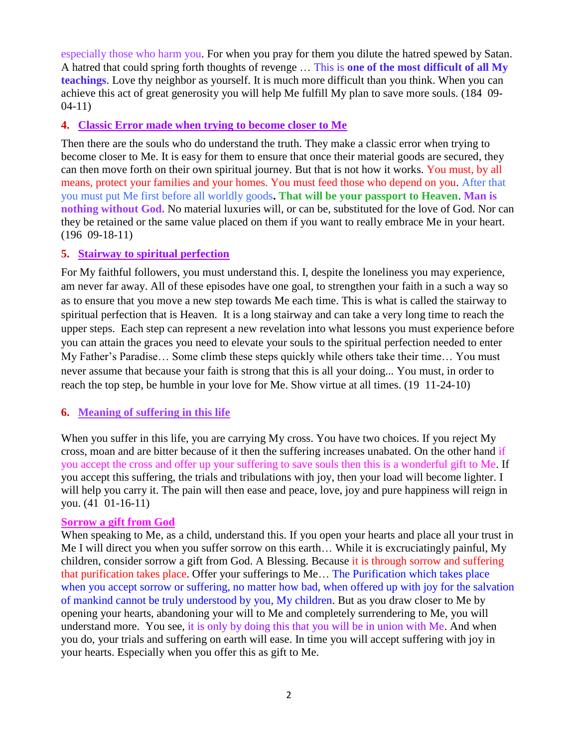especially those who harm you. For when you pray for them you dilute the hatred spewed by Satan. A hatred that could spring forth thoughts of revenge … This is **one of the most difficult of all My teachings**. Love thy neighbor as yourself. It is much more difficult than you think. When you can achieve this act of great generosity you will help Me fulfill My plan to save more souls. (184 09-04-11)

### 4. Classic Error made when trying to become closer to Me

Then there are the souls who do understand the truth. They make a classic error when trying to become closer to Me. It is easy for them to ensure that once their material goods are secured, they can then move forth on their own spiritual journey. But that is not how it works. You must, by all means, protect your families and your homes. You must feed those who depend on you. After that you must put Me first before all worldly goods**. That will be your passport to Heaven**. **Man is nothing without God.** No material luxuries will, or can be, substituted for the love of God. Nor can they be retained or the same value placed on them if you want to really embrace Me in your heart. (196 09-18-11)

### 5. Stairway to spiritual perfection

For My faithful followers, you must understand this. I, despite the loneliness you may experience, am never far away. All of these episodes have one goal, to strengthen your faith in a such a way so as to ensure that you move a new step towards Me each time. This is what is called the stairway to spiritual perfection that is Heaven. It is a long stairway and can take a very long time to reach the upper steps. Each step can represent a new revelation into what lessons you must experience before you can attain the graces you need to elevate your souls to the spiritual perfection needed to enter My Father's Paradise… Some climb these steps quickly while others take their time… You must never assume that because your faith is strong that this is all your doing... You must, in order to reach the top step, be humble in your love for Me. Show virtue at all times. (19 11-24-10)

### 6. Meaning of suffering in this life

When you suffer in this life, you are carrying My cross. You have two choices. If you reject My cross, moan and are bitter because of it then the suffering increases unabated. On the other hand if you accept the cross and offer up your suffering to save souls then this is a wonderful gift to Me. If you accept this suffering, the trials and tribulations with joy, then your load will become lighter. I will help you carry it. The pain will then ease and peace, love, joy and pure happiness will reign in you. (41 01-16-11)

**Sorrow a gift from God**

When speaking to Me, as a child, understand this. If you open your hearts and place all your trust in Me I will direct you when you suffer sorrow on this earth… While it is excruciatingly painful, My children, consider sorrow a gift from God. A Blessing. Because it is through sorrow and suffering that purification takes place. Offer your sufferings to Me… The Purification which takes place when you accept sorrow or suffering, no matter how bad, when offered up with joy for the salvation of mankind cannot be truly understood by you, My children. But as you draw closer to Me by opening your hearts, abandoning your will to Me and completely surrendering to Me, you will understand more. You see, it is only by doing this that you will be in union with Me. And when you do, your trials and suffering on earth will ease. In time you will accept suffering with joy in your hearts. Especially when you offer this as gift to Me.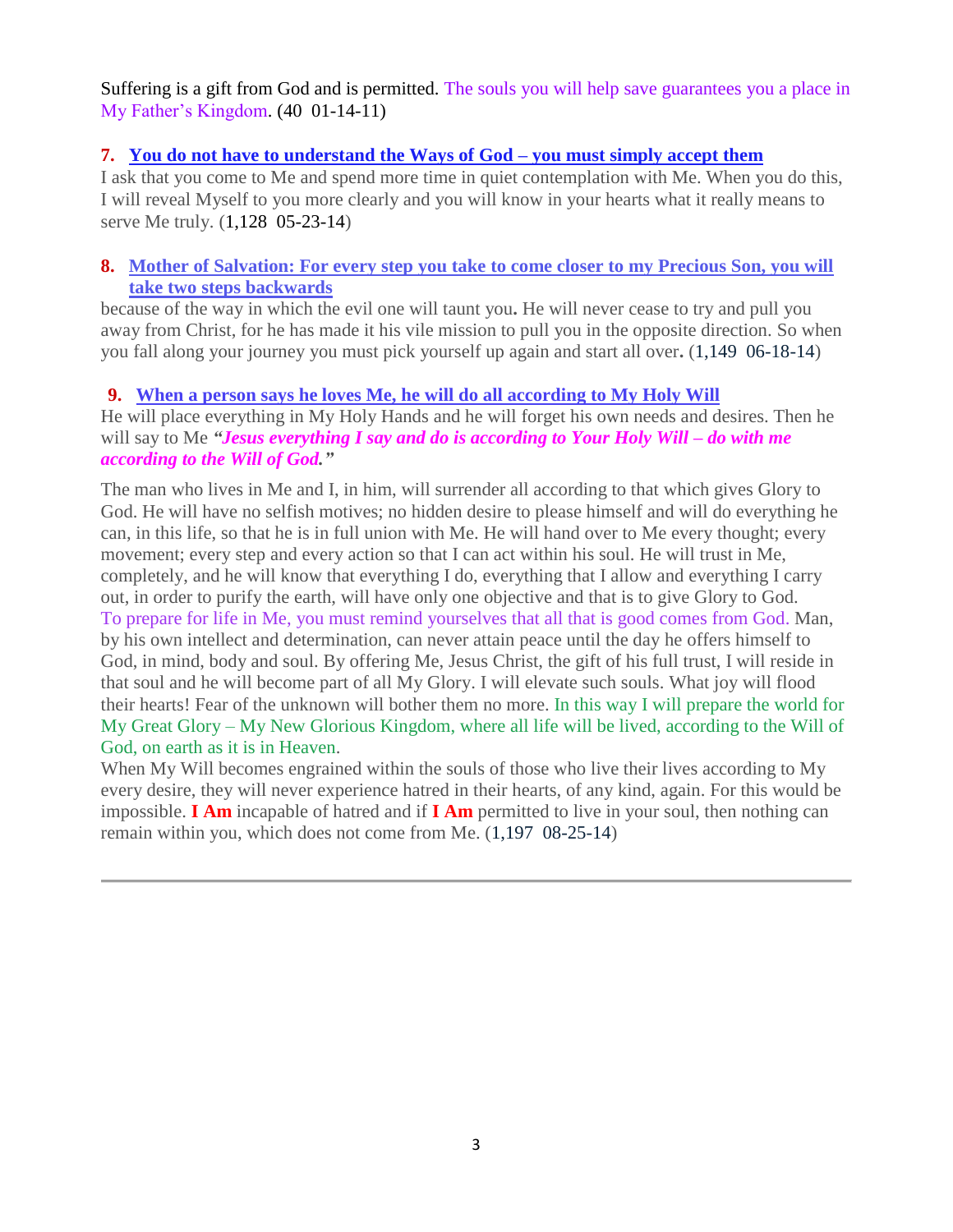Suffering is a gift from God and is permitted. The souls you will help save guarantees you a place in My Father's Kingdom. (40 01-14-11)

7. **You do not have to understand the Ways of God – you must simply accept them**

I ask that you come to Me and spend more time in quiet contemplation with Me. When you do this, I will reveal Myself to you more clearly and you will know in your hearts what it really means to serve Me truly. (1,128 05-23-14)

8. **Mother of Salvation: For every step you take to come closer to my Precious Son, you will take two steps backwards**

because of the way in which the evil one will taunt you**.** He will never cease to try and pull you away from Christ, for he has made it his vile mission to pull you in the opposite direction. So when you fall along your journey you must pick yourself up again and start all over**.** (1,149 06-18-14)

9. **When a person says he loves Me, he will do all according to My Holy Will**

He will place everything in My Holy Hands and he will forget his own needs and desires. Then he will say to Me ***"Jesus everything I say and do is according to Your Holy Will – do with me according to the Will of God."***

The man who lives in Me and I, in him, will surrender all according to that which gives Glory to God. He will have no selfish motives; no hidden desire to please himself and will do everything he can, in this life, so that he is in full union with Me. He will hand over to Me every thought; every movement; every step and every action so that I can act within his soul. He will trust in Me, completely, and he will know that everything I do, everything that I allow and everything I carry out, in order to purify the earth, will have only one objective and that is to give Glory to God. To prepare for life in Me, you must remind yourselves that all that is good comes from God. Man, by his own intellect and determination, can never attain peace until the day he offers himself to God, in mind, body and soul. By offering Me, Jesus Christ, the gift of his full trust, I will reside in that soul and he will become part of all My Glory. I will elevate such souls. What joy will flood their hearts! Fear of the unknown will bother them no more. In this way I will prepare the world for My Great Glory – My New Glorious Kingdom, where all life will be lived, according to the Will of God, on earth as it is in Heaven.

When My Will becomes engrained within the souls of those who live their lives according to My every desire, they will never experience hatred in their hearts, of any kind, again. For this would be impossible. **I Am** incapable of hatred and if **I Am** permitted to live in your soul, then nothing can remain within you, which does not come from Me. (1,197 08-25-14)

---